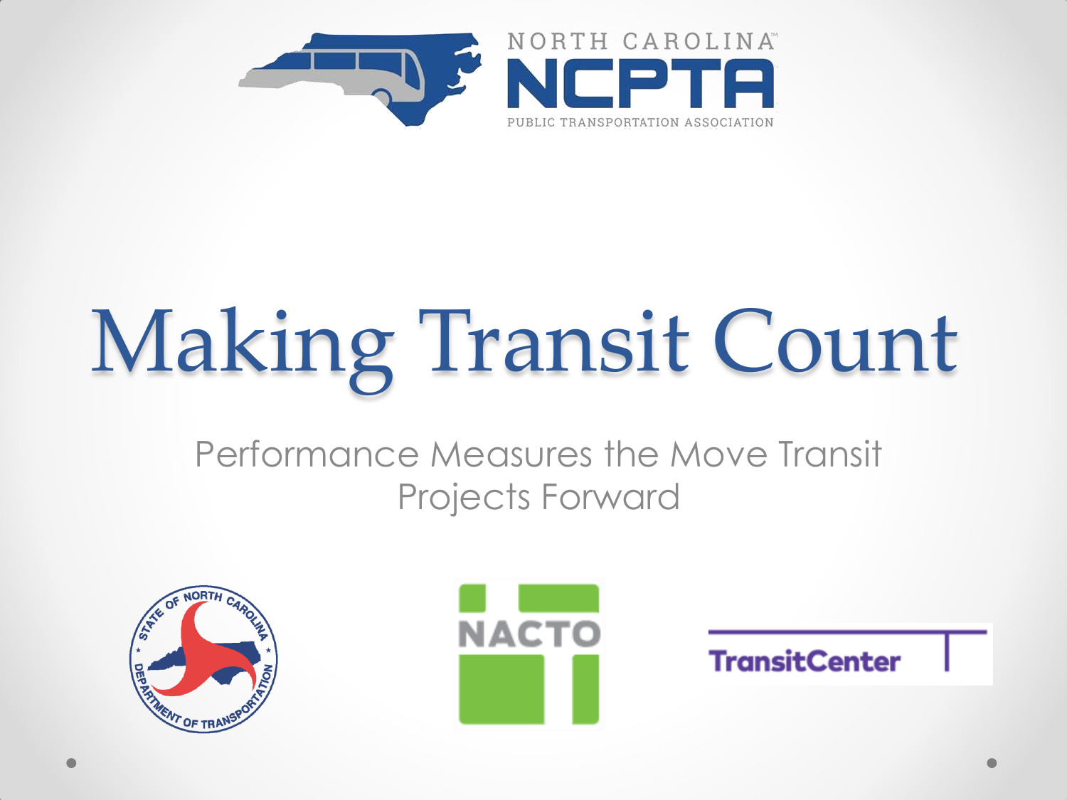NORTH CAROLINA

NCPTA

PUBLIC TRANSPORTATION ASSOCIATION

# Making Transit Count

## Performance Measures the Move Transit Projects Forward

STATE OF NORTH CAROLINA DEPARTMENT OF TRANSPORTATION

NACTO

TransitCenter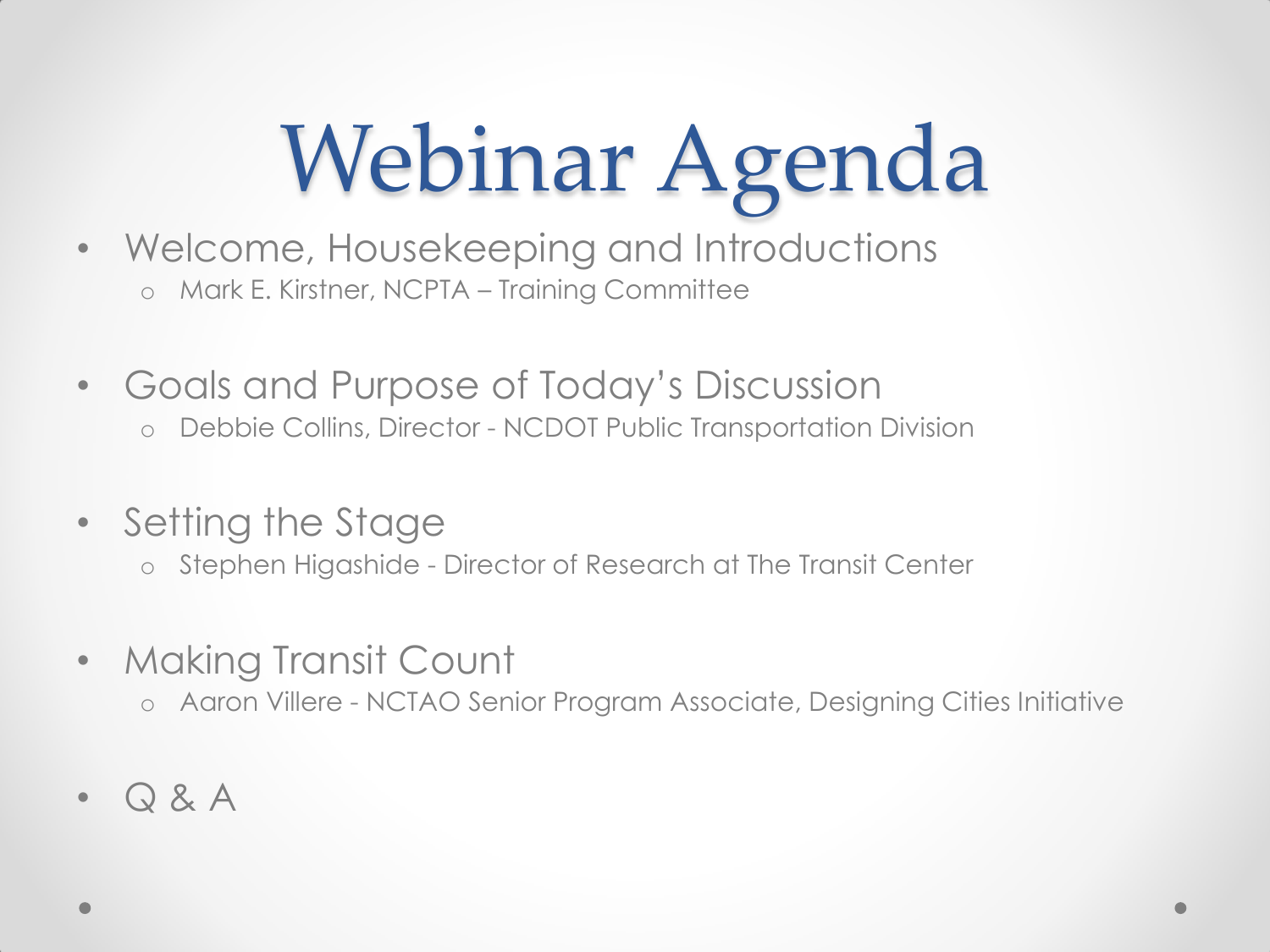# Webinar Agenda

- Welcome, Housekeeping and Introductions
  - Mark E. Kirstner, NCPTA – Training Committee
- Goals and Purpose of Today's Discussion
  - Debbie Collins, Director - NCDOT Public Transportation Division
- Setting the Stage
  - Stephen Higashide - Director of Research at The Transit Center
- Making Transit Count
  - Aaron Villere - NCTAO Senior Program Associate, Designing Cities Initiative
- Q & A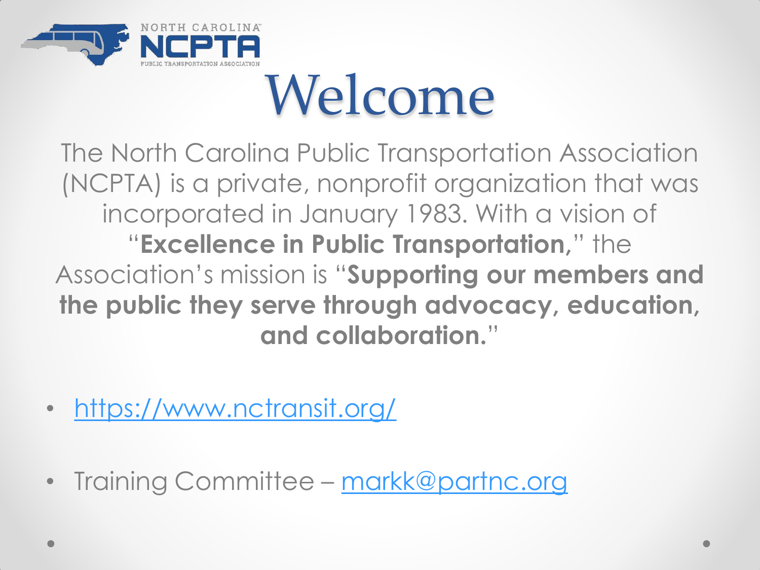NORTH CAROLINA
NCPTA
PUBLIC TRANSPORTATION ASSOCIATION

# Welcome

The North Carolina Public Transportation Association (NCPTA) is a private, nonprofit organization that was incorporated in January 1983. With a vision of "**Excellence in Public Transportation,**" the Association's mission is "**Supporting our members and the public they serve through advocacy, education, and collaboration.**"

- https://www.nctransit.org/
- Training Committee – markk@partnc.org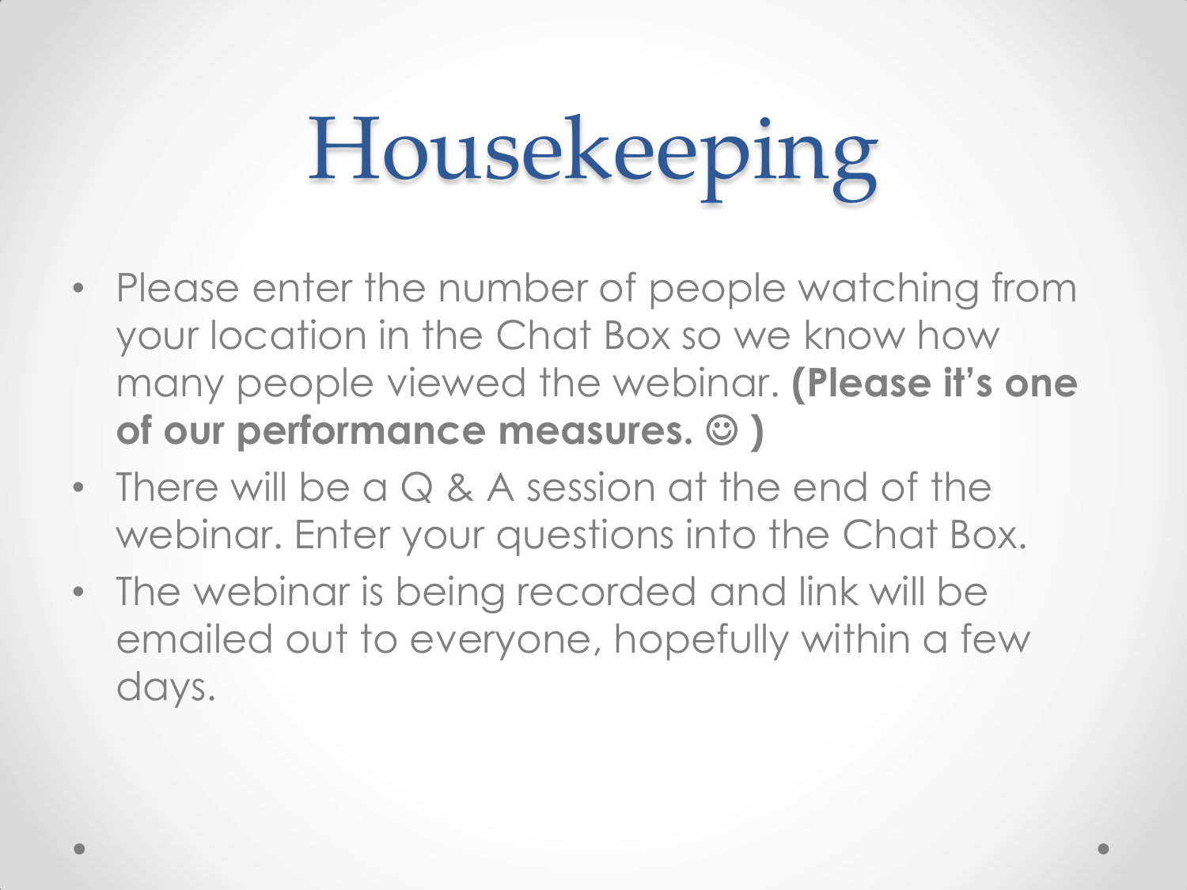# Housekeeping

- Please enter the number of people watching from your location in the Chat Box so we know how many people viewed the webinar. **(Please it's one of our performance measures. ☺ )**
- There will be a Q & A session at the end of the webinar. Enter your questions into the Chat Box.
- The webinar is being recorded and link will be emailed out to everyone, hopefully within a few days.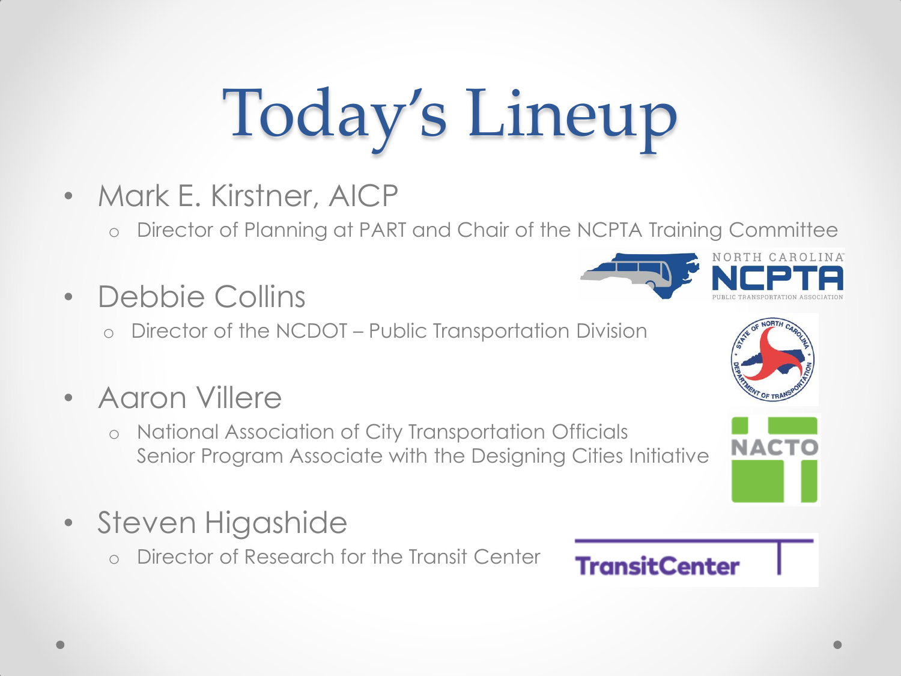# Today's Lineup

- Mark E. Kirstner, AICP
  - Director of Planning at PART and Chair of the NCPTA Training Committee
- Debbie Collins
  - Director of the NCDOT – Public Transportation Division
- Aaron Villere
  - National Association of City Transportation Officials Senior Program Associate with the Designing Cities Initiative
- Steven Higashide
  - Director of Research for the Transit Center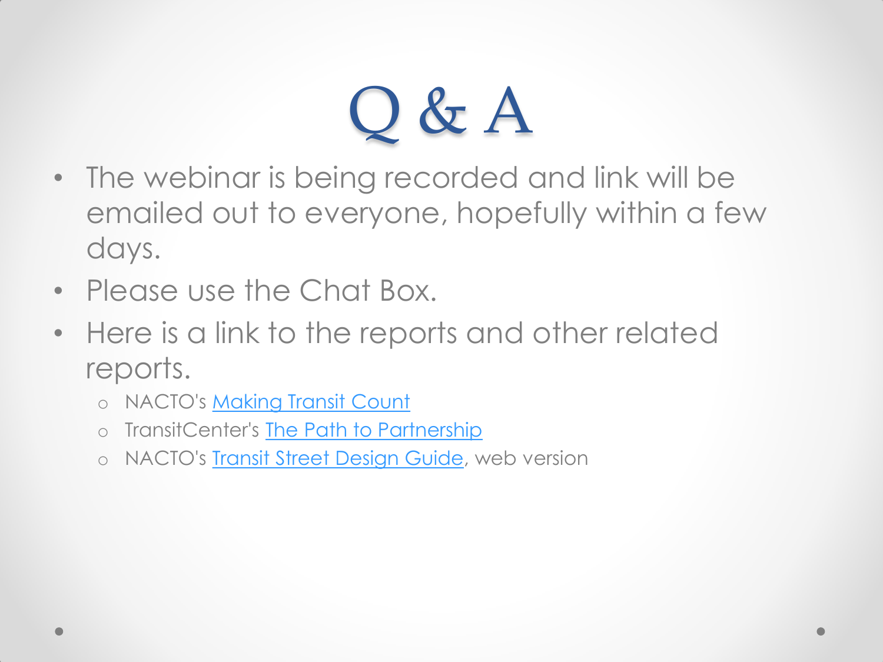# Q & A

- The webinar is being recorded and link will be emailed out to everyone, hopefully within a few days.
- Please use the Chat Box.
- Here is a link to the reports and other related reports.
  - NACTO's Making Transit Count
  - TransitCenter's The Path to Partnership
  - NACTO's Transit Street Design Guide, web version